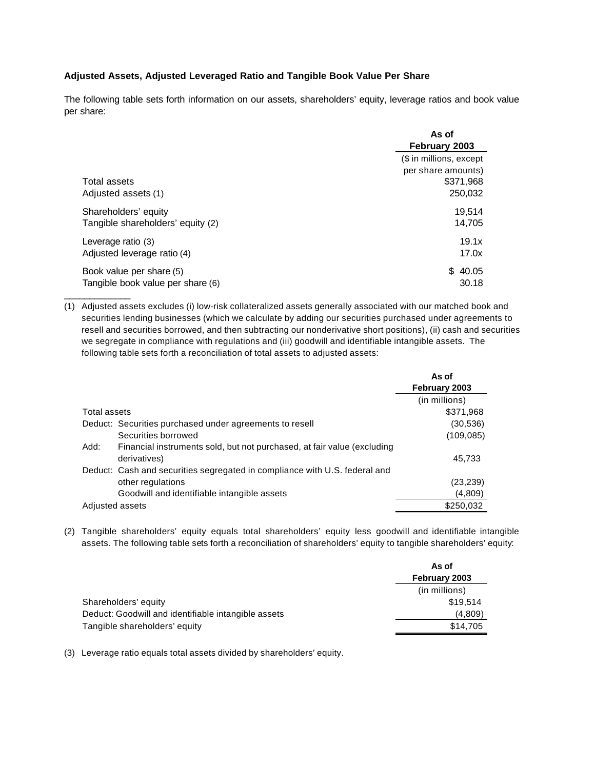**Adjusted Assets, Adjusted Leveraged Ratio and Tangible Book Value Per Share**

The following table sets forth information on our assets, shareholders' equity, leverage ratios and book value per share:

| | As of February 2003 |
|---|---|
| | ($ in millions, except per share amounts) |
| Total assets | $371,968 |
| Adjusted assets (1) | 250,032 |
| Shareholders' equity | 19,514 |
| Tangible shareholders' equity (2) | 14,705 |
| Leverage ratio (3) | 19.1x |
| Adjusted leverage ratio (4) | 17.0x |
| Book value per share (5) | $ 40.05 |
| Tangible book value per share (6) | 30.18 |

---

(1) Adjusted assets excludes (i) low-risk collateralized assets generally associated with our matched book and securities lending businesses (which we calculate by adding our securities purchased under agreements to resell and securities borrowed, and then subtracting our nonderivative short positions), (ii) cash and securities we segregate in compliance with regulations and (iii) goodwill and identifiable intangible assets. The following table sets forth a reconciliation of total assets to adjusted assets:

| | | As of February 2003 |
|---|---|---|
| | | (in millions) |
| Total assets | | $371,968 |
| Deduct: | Securities purchased under agreements to resell | (30,536) |
| | Securities borrowed | (109,085) |
| Add: | Financial instruments sold, but not purchased, at fair value (excluding derivatives) | 45,733 |
| Deduct: | Cash and securities segregated in compliance with U.S. federal and other regulations | (23,239) |
| | Goodwill and identifiable intangible assets | (4,809) |
| Adjusted assets | | $250,032 |

(2) Tangible shareholders' equity equals total shareholders' equity less goodwill and identifiable intangible assets. The following table sets forth a reconciliation of shareholders' equity to tangible shareholders' equity:

| | As of February 2003 |
|---|---|
| | (in millions) |
| Shareholders' equity | $19,514 |
| Deduct: Goodwill and identifiable intangible assets | (4,809) |
| Tangible shareholders' equity | $14,705 |

(3) Leverage ratio equals total assets divided by shareholders' equity.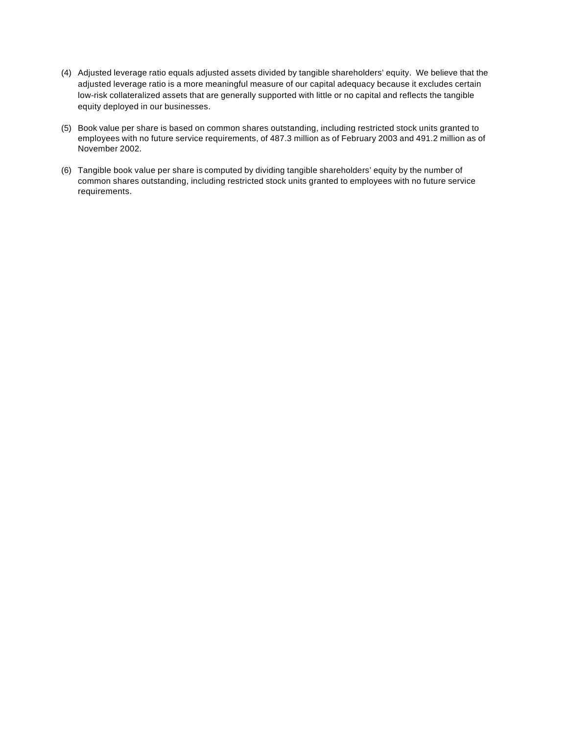(4) Adjusted leverage ratio equals adjusted assets divided by tangible shareholders' equity. We believe that the adjusted leverage ratio is a more meaningful measure of our capital adequacy because it excludes certain low-risk collateralized assets that are generally supported with little or no capital and reflects the tangible equity deployed in our businesses.

(5) Book value per share is based on common shares outstanding, including restricted stock units granted to employees with no future service requirements, of 487.3 million as of February 2003 and 491.2 million as of November 2002.

(6) Tangible book value per share is computed by dividing tangible shareholders' equity by the number of common shares outstanding, including restricted stock units granted to employees with no future service requirements.